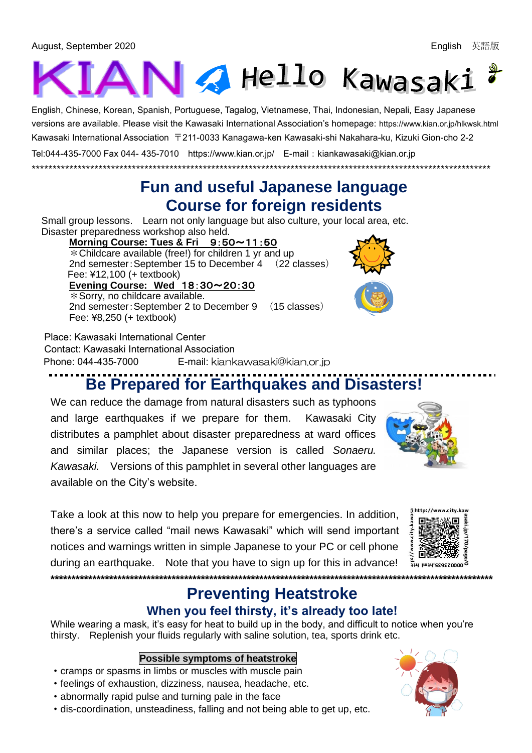August, September 2020 English 英語版

# KIAN Hello Kawasaki

English, Chinese, Korean, Spanish, Portuguese, Tagalog, Vietnamese, Thai, Indonesian, Nepali, Easy Japanese versions are available. Please visit the Kawasaki International Association's homepage: https://www.kian.or.jp/hlkwsk.html

Kawasaki International Association 〒211-0033 Kanagawa-ken Kawasaki-shi Nakahara-ku, Kizuki Gion-cho 2-2

Tel:044-435-7000 Fax 044- 435-7010 https://www.kian.or.jp/ E-mail：kiankawasaki@kian.or.jp

\*\*\*\*\*\*\*\*\*\*\*\*\*\*\*\*\*\*\*\*\*\*\*\*\*\*\*\*\*\*\*\*\*\*\*\*\*\*\*\*\*\*\*\*\*\*\*\*\*\*\*\*\*\*\*\*\*\*\*\*\*\*\*\*\*\*\*\*\*\*\*\*\*\*\*\*\*\*\*\*\*\*\*\*\*\*\*\*\*\*\*\*\*\*

## Fun and useful Japanese language Course for foreign residents

Small group lessons. Learn not only language but also culture, your local area, etc. Disaster preparedness workshop also held.

**Morning Course: Tues & Fri 9:50～11:50**
＊Childcare available (free!) for children 1 yr and up
2nd semester：September 15 to December 4 （22 classes）
Fee: ¥12,100 (+ textbook)

**Evening Course: Wed 18:30～20:30**
＊Sorry, no childcare available.
2nd semester：September 2 to December 9 （15 classes）
Fee: ¥8,250 (+ textbook)

Place: Kawasaki International Center
Contact: Kawasaki International Association
Phone: 044-435-7000 E-mail: kiankawasaki@kian.or.jp

## Be Prepared for Earthquakes and Disasters!

We can reduce the damage from natural disasters such as typhoons and large earthquakes if we prepare for them. Kawasaki City distributes a pamphlet about disaster preparedness at ward offices and similar places; the Japanese version is called *Sonaeru. Kawasaki.* Versions of this pamphlet in several other languages are available on the City's website.

Take a look at this now to help you prepare for emergencies. In addition, there's a service called "mail news Kawasaki" which will send important notices and warnings written in simple Japanese to your PC or cell phone during an earthquake. Note that you have to sign up for this in advance!

http://www.city.kawasaki.jp/170/page/0000023635.html

\*\*\*\*\*\*\*\*\*\*\*\*\*\*\*\*\*\*\*\*\*\*\*\*\*\*\*\*\*\*\*\*\*\*\*\*\*\*\*\*\*\*\*\*\*\*\*\*\*\*\*\*\*\*\*\*\*\*\*\*\*\*\*\*\*\*\*\*\*\*\*\*\*\*\*\*\*\*\*\*\*\*\*\*\*\*\*\*\*\*\*\*\*\*

## Preventing Heatstroke

### When you feel thirsty, it's already too late!

While wearing a mask, it's easy for heat to build up in the body, and difficult to notice when you're thirsty. Replenish your fluids regularly with saline solution, tea, sports drink etc.

**Possible symptoms of heatstroke**

- cramps or spasms in limbs or muscles with muscle pain
- feelings of exhaustion, dizziness, nausea, headache, etc.
- abnormally rapid pulse and turning pale in the face
- dis-coordination, unsteadiness, falling and not being able to get up, etc.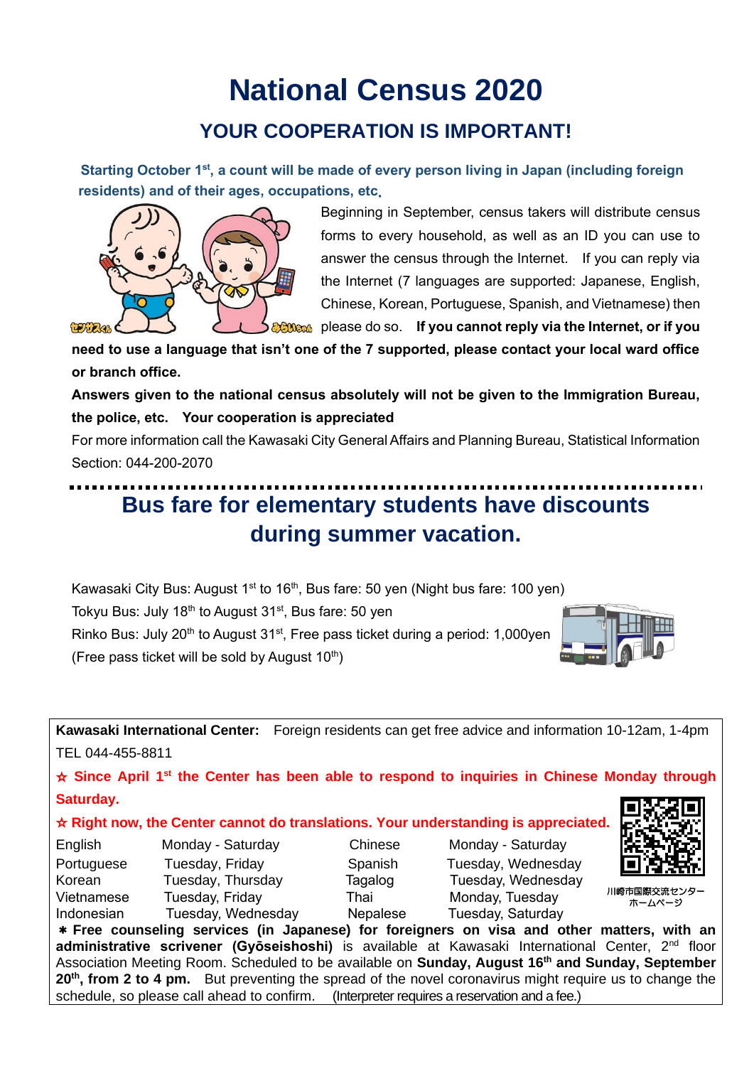# National Census 2020

## YOUR COOPERATION IS IMPORTANT!

**Starting October 1st, a count will be made of every person living in Japan (including foreign residents) and of their ages, occupations, etc.**

Beginning in September, census takers will distribute census forms to every household, as well as an ID you can use to answer the census through the Internet. If you can reply via the Internet (7 languages are supported: Japanese, English, Chinese, Korean, Portuguese, Spanish, and Vietnamese) then please do so. **If you cannot reply via the Internet, or if you need to use a language that isn't one of the 7 supported, please contact your local ward office or branch office.**

**Answers given to the national census absolutely will not be given to the Immigration Bureau, the police, etc. Your cooperation is appreciated**

For more information call the Kawasaki City General Affairs and Planning Bureau, Statistical Information Section: 044-200-2070

## Bus fare for elementary students have discounts during summer vacation.

Kawasaki City Bus: August 1st to 16th, Bus fare: 50 yen (Night bus fare: 100 yen)
Tokyu Bus: July 18th to August 31st, Bus fare: 50 yen
Rinko Bus: July 20th to August 31st, Free pass ticket during a period: 1,000yen
(Free pass ticket will be sold by August 10th)

---

**Kawasaki International Center:** Foreign residents can get free advice and information 10-12am, 1-4pm
TEL 044-455-8811

**☆ Since April 1st the Center has been able to respond to inquiries in Chinese Monday through Saturday.**

**☆ Right now, the Center cannot do translations. Your understanding is appreciated.**

| | | | |
|---|---|---|---|
| English | Monday - Saturday | Chinese | Monday - Saturday |
| Portuguese | Tuesday, Friday | Spanish | Tuesday, Wednesday |
| Korean | Tuesday, Thursday | Tagalog | Tuesday, Wednesday |
| Vietnamese | Tuesday, Friday | Thai | Monday, Tuesday |
| Indonesian | Tuesday, Wednesday | Nepalese | Tuesday, Saturday |

川崎市国際交流センターホームページ

**＊Free counseling services (in Japanese) for foreigners on visa and other matters, with an administrative scrivener (Gyōseishoshi)** is available at Kawasaki International Center, 2nd floor Association Meeting Room. Scheduled to be available on **Sunday, August 16th and Sunday, September 20th, from 2 to 4 pm.** But preventing the spread of the novel coronavirus might require us to change the schedule, so please call ahead to confirm. (Interpreter requires a reservation and a fee.)